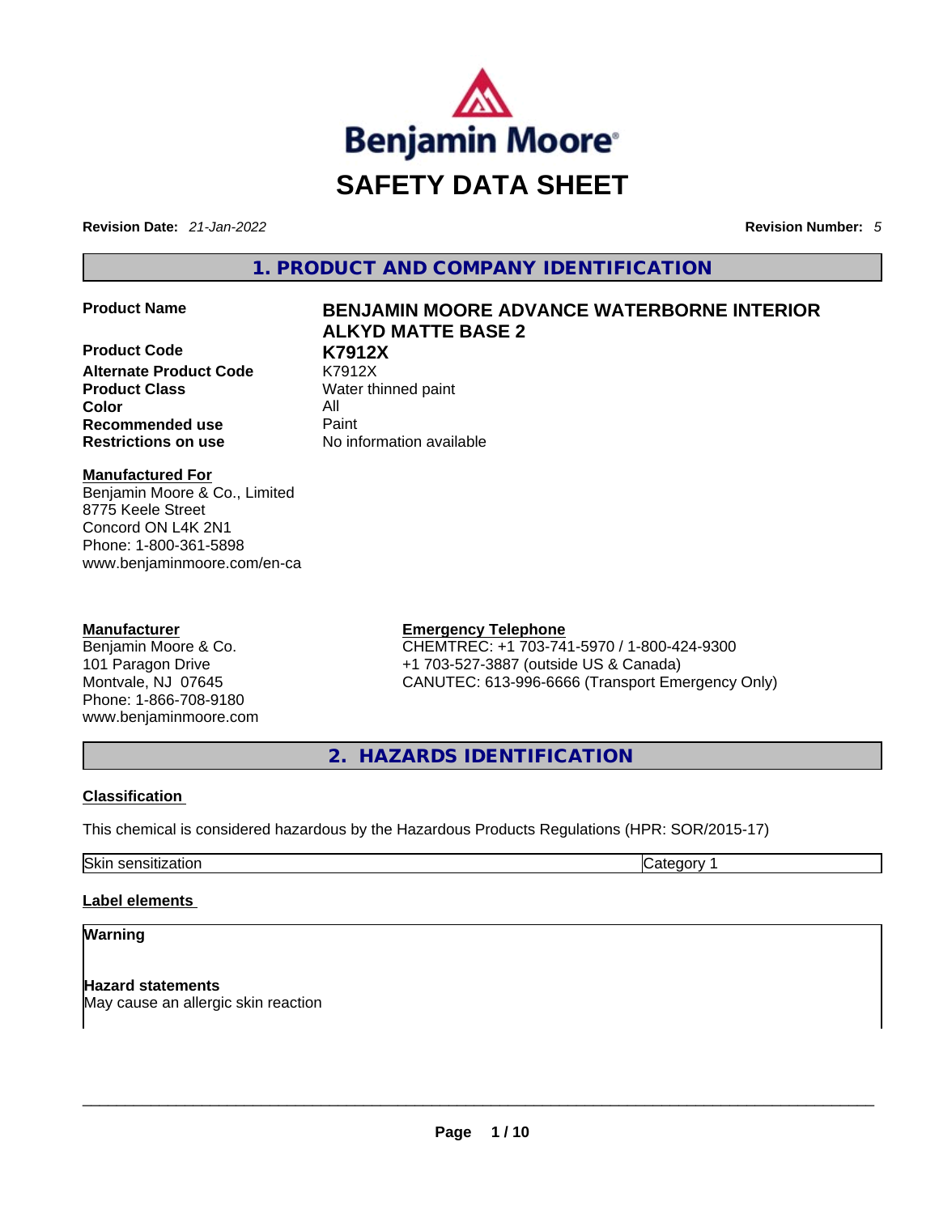Benjamin Moore

# SAFETY DATA SHEET

**Revision Date:** *21-Jan-2022* **Revision Number:** *5*

## 1. PRODUCT AND COMPANY IDENTIFICATION

| | |
|---|---|
| **Product Name** | **BENJAMIN MOORE ADVANCE WATERBORNE INTERIOR ALKYD MATTE BASE 2** |
| **Product Code** | **K7912X** |
| **Alternate Product Code** | K7912X |
| **Product Class** | Water thinned paint |
| **Color** | All |
| **Recommended use** | Paint |
| **Restrictions on use** | No information available |

**Manufactured For**
Benjamin Moore & Co., Limited
8775 Keele Street
Concord ON L4K 2N1
Phone: 1-800-361-5898
www.benjaminmoore.com/en-ca

**Manufacturer**
Benjamin Moore & Co.
101 Paragon Drive
Montvale, NJ 07645
Phone: 1-866-708-9180
www.benjaminmoore.com

**Emergency Telephone**
CHEMTREC: +1 703-741-5970 / 1-800-424-9300
+1 703-527-3887 (outside US & Canada)
CANUTEC: 613-996-6666 (Transport Emergency Only)

## 2. HAZARDS IDENTIFICATION

**Classification**

This chemical is considered hazardous by the Hazardous Products Regulations (HPR: SOR/2015-17)

| | |
|---|---|
| Skin sensitization | Category 1 |

**Label elements**

**Warning**

**Hazard statements**
May cause an allergic skin reaction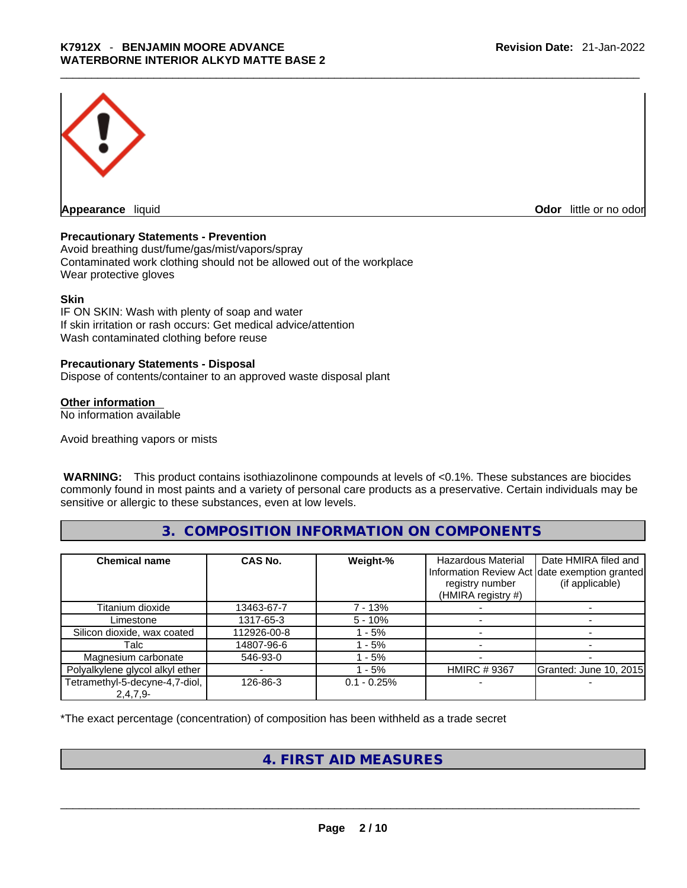**Appearance** liquid

**Odor** little or no odor

**Precautionary Statements - Prevention**

Avoid breathing dust/fume/gas/mist/vapors/spray
Contaminated work clothing should not be allowed out of the workplace
Wear protective gloves

**Skin**

IF ON SKIN: Wash with plenty of soap and water
If skin irritation or rash occurs: Get medical advice/attention
Wash contaminated clothing before reuse

**Precautionary Statements - Disposal**

Dispose of contents/container to an approved waste disposal plant

**Other information**

No information available

Avoid breathing vapors or mists

**WARNING:** This product contains isothiazolinone compounds at levels of <0.1%. These substances are biocides commonly found in most paints and a variety of personal care products as a preservative. Certain individuals may be sensitive or allergic to these substances, even at low levels.

## 3. COMPOSITION INFORMATION ON COMPONENTS

| Chemical name | CAS No. | Weight-% | Hazardous Material Information Review Act registry number (HMIRA registry #) | Date HMIRA filed and date exemption granted (if applicable) |
|---|---|---|---|---|
| Titanium dioxide | 13463-67-7 | 7 - 13% | - | - |
| Limestone | 1317-65-3 | 5 - 10% | - | - |
| Silicon dioxide, wax coated | 112926-00-8 | 1 - 5% | - | - |
| Talc | 14807-96-6 | 1 - 5% | - | - |
| Magnesium carbonate | 546-93-0 | 1 - 5% | - | - |
| Polyalkylene glycol alkyl ether | - | 1 - 5% | HMIRC # 9367 | Granted: June 10, 2015 |
| Tetramethyl-5-decyne-4,7-diol, 2,4,7,9- | 126-86-3 | 0.1 - 0.25% | - | - |

*The exact percentage (concentration) of composition has been withheld as a trade secret

## 4. FIRST AID MEASURES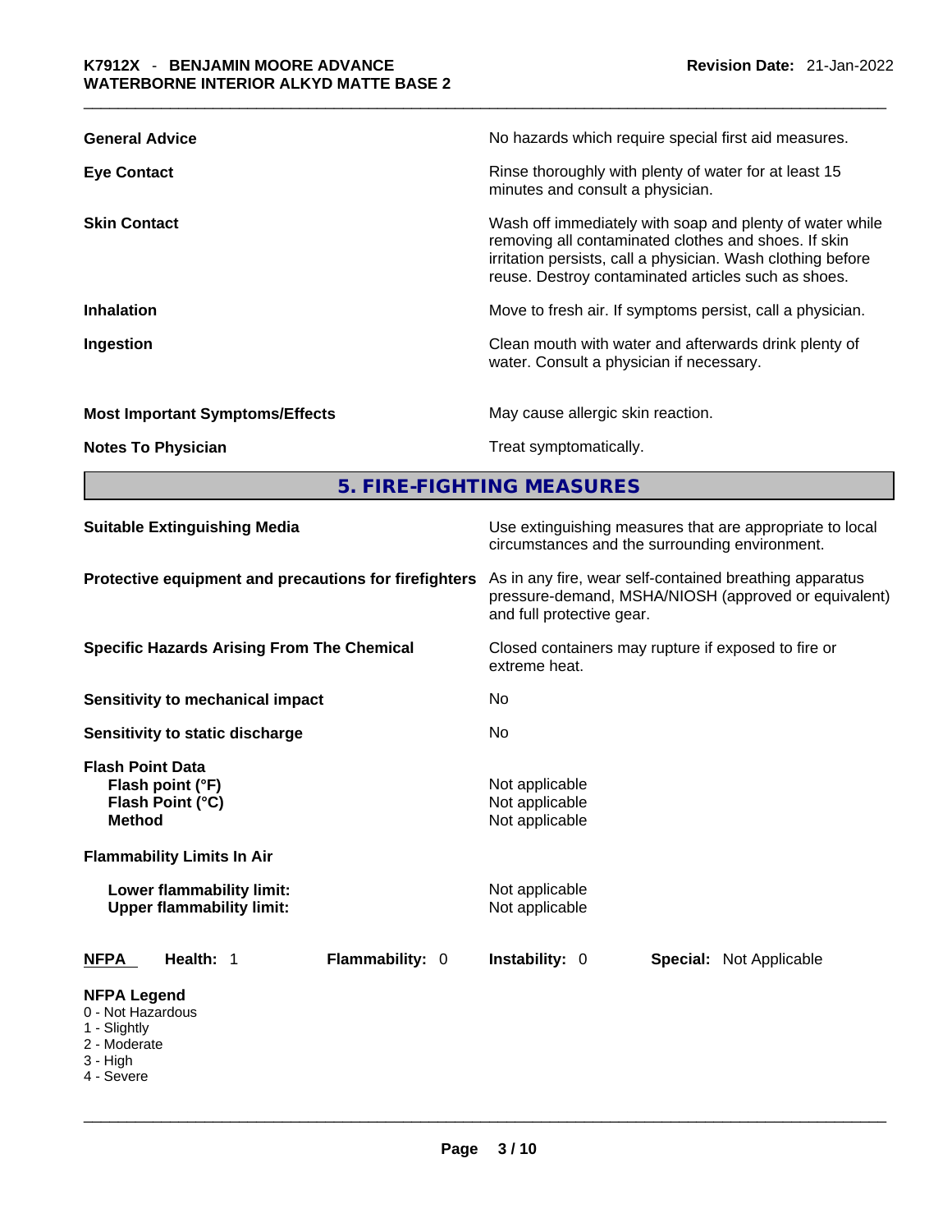| | |
|---|---|
| **General Advice** | No hazards which require special first aid measures. |
| **Eye Contact** | Rinse thoroughly with plenty of water for at least 15 minutes and consult a physician. |
| **Skin Contact** | Wash off immediately with soap and plenty of water while removing all contaminated clothes and shoes. If skin irritation persists, call a physician. Wash clothing before reuse. Destroy contaminated articles such as shoes. |
| **Inhalation** | Move to fresh air. If symptoms persist, call a physician. |
| **Ingestion** | Clean mouth with water and afterwards drink plenty of water. Consult a physician if necessary. |
| **Most Important Symptoms/Effects** | May cause allergic skin reaction. |
| **Notes To Physician** | Treat symptomatically. |

## 5. FIRE-FIGHTING MEASURES

| | |
|---|---|
| **Suitable Extinguishing Media** | Use extinguishing measures that are appropriate to local circumstances and the surrounding environment. |
| **Protective equipment and precautions for firefighters** | As in any fire, wear self-contained breathing apparatus pressure-demand, MSHA/NIOSH (approved or equivalent) and full protective gear. |
| **Specific Hazards Arising From The Chemical** | Closed containers may rupture if exposed to fire or extreme heat. |
| **Sensitivity to mechanical impact** | No |
| **Sensitivity to static discharge** | No |

**Flash Point Data**

| | |
|---|---|
| **Flash point (°F)** | Not applicable |
| **Flash Point (°C)** | Not applicable |
| **Method** | Not applicable |

**Flammability Limits In Air**

| | |
|---|---|
| **Lower flammability limit:** | Not applicable |
| **Upper flammability limit:** | Not applicable |

**NFPA** **Health:** 1 **Flammability:** 0 **Instability:** 0 **Special:** Not Applicable

**NFPA Legend**
0 - Not Hazardous
1 - Slightly
2 - Moderate
3 - High
4 - Severe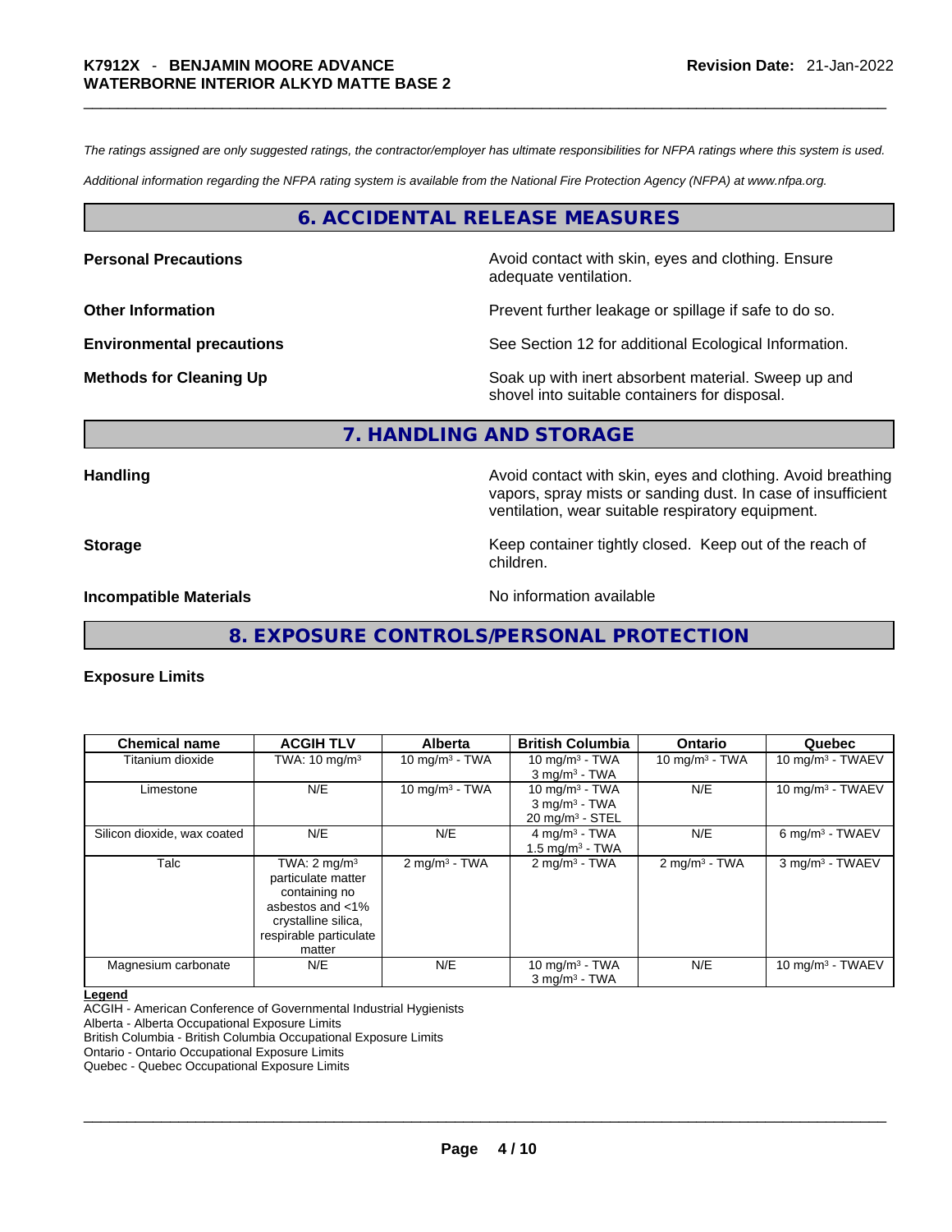*The ratings assigned are only suggested ratings, the contractor/employer has ultimate responsibilities for NFPA ratings where this system is used.*

*Additional information regarding the NFPA rating system is available from the National Fire Protection Agency (NFPA) at www.nfpa.org.*

## 6. ACCIDENTAL RELEASE MEASURES

**Personal Precautions** Avoid contact with skin, eyes and clothing. Ensure adequate ventilation.

**Other Information** Prevent further leakage or spillage if safe to do so.

**Environmental precautions** See Section 12 for additional Ecological Information.

**Methods for Cleaning Up** Soak up with inert absorbent material. Sweep up and shovel into suitable containers for disposal.

## 7. HANDLING AND STORAGE

**Handling** Avoid contact with skin, eyes and clothing. Avoid breathing vapors, spray mists or sanding dust. In case of insufficient ventilation, wear suitable respiratory equipment.

**Storage** Keep container tightly closed. Keep out of the reach of children.

**Incompatible Materials** No information available

## 8. EXPOSURE CONTROLS/PERSONAL PROTECTION

**Exposure Limits**

| Chemical name | ACGIH TLV | Alberta | British Columbia | Ontario | Quebec |
|---|---|---|---|---|---|
| Titanium dioxide | TWA: 10 mg/m³ | 10 mg/m³ - TWA | 10 mg/m³ - TWA<br>3 mg/m³ - TWA | 10 mg/m³ - TWA | 10 mg/m³ - TWAEV |
| Limestone | N/E | 10 mg/m³ - TWA | 10 mg/m³ - TWA<br>3 mg/m³ - TWA<br>20 mg/m³ - STEL | N/E | 10 mg/m³ - TWAEV |
| Silicon dioxide, wax coated | N/E | N/E | 4 mg/m³ - TWA<br>1.5 mg/m³ - TWA | N/E | 6 mg/m³ - TWAEV |
| Talc | TWA: 2 mg/m³ particulate matter containing no asbestos and <1% crystalline silica, respirable particulate matter | 2 mg/m³ - TWA | 2 mg/m³ - TWA | 2 mg/m³ - TWA | 3 mg/m³ - TWAEV |
| Magnesium carbonate | N/E | N/E | 10 mg/m³ - TWA<br>3 mg/m³ - TWA | N/E | 10 mg/m³ - TWAEV |

**Legend**

ACGIH - American Conference of Governmental Industrial Hygienists
Alberta - Alberta Occupational Exposure Limits
British Columbia - British Columbia Occupational Exposure Limits
Ontario - Ontario Occupational Exposure Limits
Quebec - Quebec Occupational Exposure Limits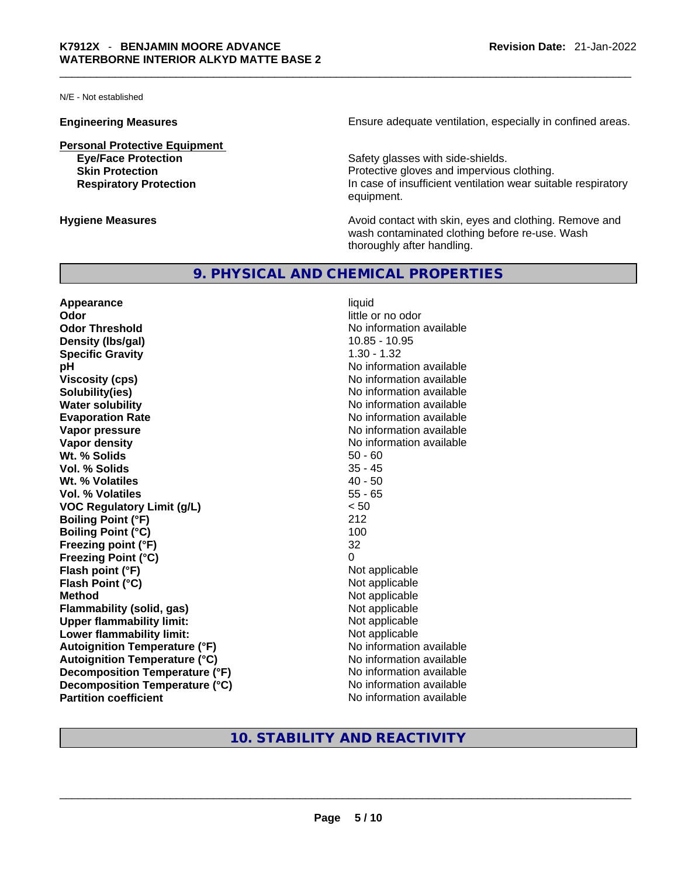N/E - Not established

| | |
|---|---|
| **Engineering Measures** | Ensure adequate ventilation, especially in confined areas. |

**Personal Protective Equipment**

| | |
|---|---|
| **Eye/Face Protection** | Safety glasses with side-shields. |
| **Skin Protection** | Protective gloves and impervious clothing. |
| **Respiratory Protection** | In case of insufficient ventilation wear suitable respiratory equipment. |

| | |
|---|---|
| **Hygiene Measures** | Avoid contact with skin, eyes and clothing. Remove and wash contaminated clothing before re-use. Wash thoroughly after handling. |

## 9. PHYSICAL AND CHEMICAL PROPERTIES

| | |
|---|---|
| **Appearance** | liquid |
| **Odor** | little or no odor |
| **Odor Threshold** | No information available |
| **Density (lbs/gal)** | 10.85 - 10.95 |
| **Specific Gravity** | 1.30 - 1.32 |
| **pH** | No information available |
| **Viscosity (cps)** | No information available |
| **Solubility(ies)** | No information available |
| **Water solubility** | No information available |
| **Evaporation Rate** | No information available |
| **Vapor pressure** | No information available |
| **Vapor density** | No information available |
| **Wt. % Solids** | 50 - 60 |
| **Vol. % Solids** | 35 - 45 |
| **Wt. % Volatiles** | 40 - 50 |
| **Vol. % Volatiles** | 55 - 65 |
| **VOC Regulatory Limit (g/L)** | < 50 |
| **Boiling Point (°F)** | 212 |
| **Boiling Point (°C)** | 100 |
| **Freezing point (°F)** | 32 |
| **Freezing Point (°C)** | 0 |
| **Flash point (°F)** | Not applicable |
| **Flash Point (°C)** | Not applicable |
| **Method** | Not applicable |
| **Flammability (solid, gas)** | Not applicable |
| **Upper flammability limit:** | Not applicable |
| **Lower flammability limit:** | Not applicable |
| **Autoignition Temperature (°F)** | No information available |
| **Autoignition Temperature (°C)** | No information available |
| **Decomposition Temperature (°F)** | No information available |
| **Decomposition Temperature (°C)** | No information available |
| **Partition coefficient** | No information available |

## 10. STABILITY AND REACTIVITY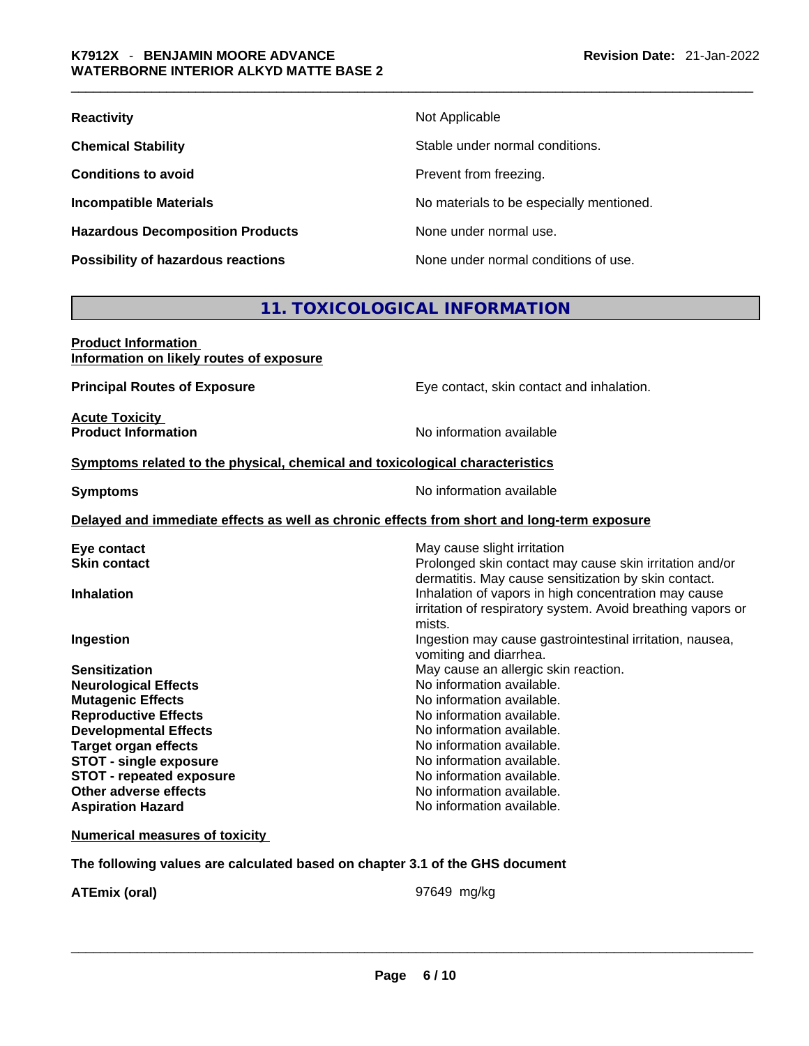| | |
|---|---|
| **Reactivity** | Not Applicable |
| **Chemical Stability** | Stable under normal conditions. |
| **Conditions to avoid** | Prevent from freezing. |
| **Incompatible Materials** | No materials to be especially mentioned. |
| **Hazardous Decomposition Products** | None under normal use. |
| **Possibility of hazardous reactions** | None under normal conditions of use. |

## 11. TOXICOLOGICAL INFORMATION

**Product Information**
**Information on likely routes of exposure**

| | |
|---|---|
| **Principal Routes of Exposure** | Eye contact, skin contact and inhalation. |

**Acute Toxicity**

| | |
|---|---|
| **Product Information** | No information available |

**Symptoms related to the physical, chemical and toxicological characteristics**

| | |
|---|---|
| **Symptoms** | No information available |

**Delayed and immediate effects as well as chronic effects from short and long-term exposure**

| | |
|---|---|
| **Eye contact** | May cause slight irritation |
| **Skin contact** | Prolonged skin contact may cause skin irritation and/or dermatitis. May cause sensitization by skin contact. |
| **Inhalation** | Inhalation of vapors in high concentration may cause irritation of respiratory system. Avoid breathing vapors or mists. |
| **Ingestion** | Ingestion may cause gastrointestinal irritation, nausea, vomiting and diarrhea. |
| **Sensitization** | May cause an allergic skin reaction. |
| **Neurological Effects** | No information available. |
| **Mutagenic Effects** | No information available. |
| **Reproductive Effects** | No information available. |
| **Developmental Effects** | No information available. |
| **Target organ effects** | No information available. |
| **STOT - single exposure** | No information available. |
| **STOT - repeated exposure** | No information available. |
| **Other adverse effects** | No information available. |
| **Aspiration Hazard** | No information available. |

**Numerical measures of toxicity**

**The following values are calculated based on chapter 3.1 of the GHS document**

| | |
|---|---|
| **ATEmix (oral)** | 97649 mg/kg |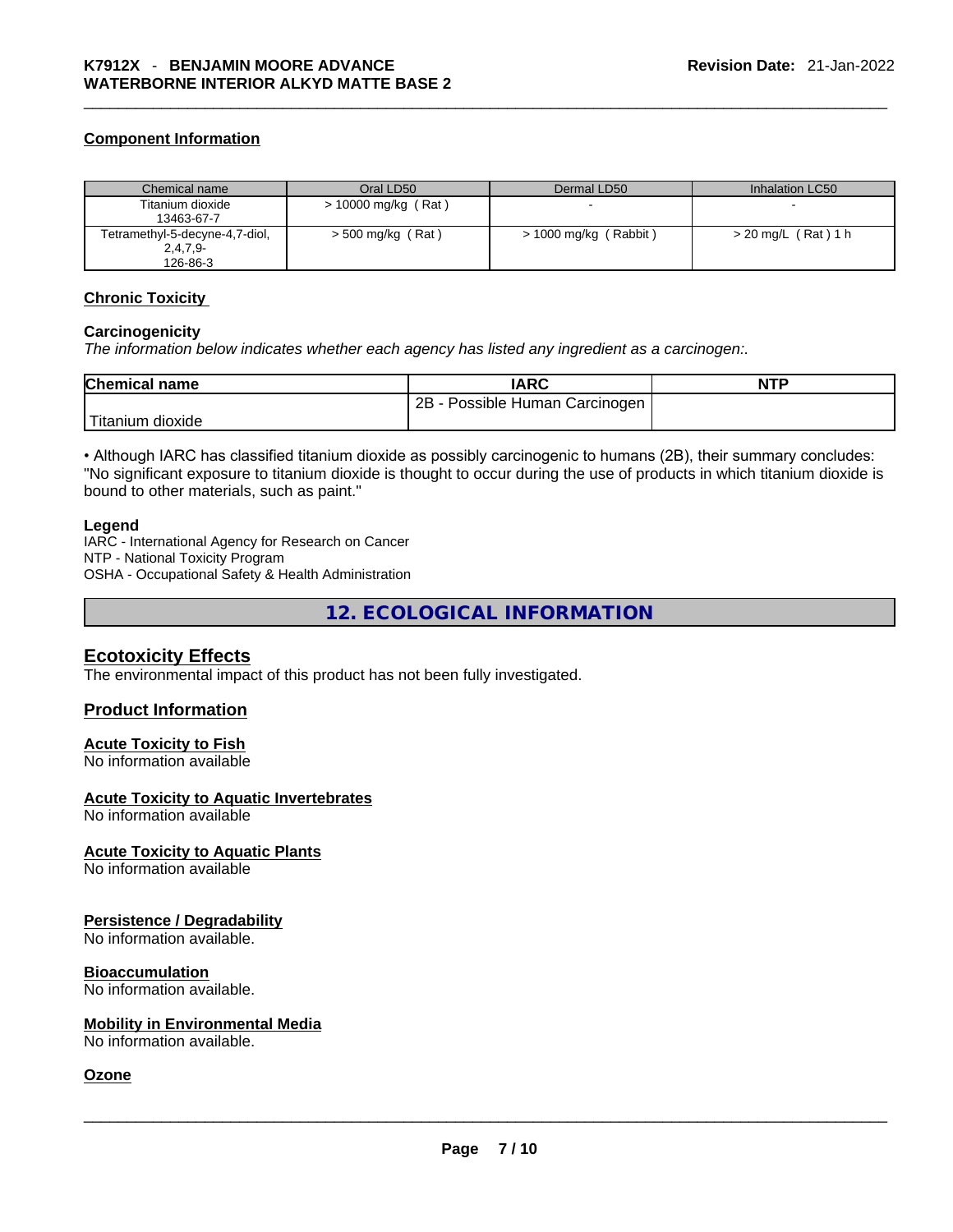### Component Information

| Chemical name | Oral LD50 | Dermal LD50 | Inhalation LC50 |
|---|---|---|---|
| Titanium dioxide<br>13463-67-7 | > 10000 mg/kg ( Rat ) | - | - |
| Tetramethyl-5-decyne-4,7-diol, 2,4,7,9-<br>126-86-3 | > 500 mg/kg ( Rat ) | > 1000 mg/kg ( Rabbit ) | > 20 mg/L ( Rat ) 1 h |

### Chronic Toxicity

**Carcinogenicity**

*The information below indicates whether each agency has listed any ingredient as a carcinogen:.*

| Chemical name | IARC | NTP |
|---|---|---|
| Titanium dioxide | 2B - Possible Human Carcinogen | |

• Although IARC has classified titanium dioxide as possibly carcinogenic to humans (2B), their summary concludes: "No significant exposure to titanium dioxide is thought to occur during the use of products in which titanium dioxide is bound to other materials, such as paint."

**Legend**

IARC - International Agency for Research on Cancer
NTP - National Toxicity Program
OSHA - Occupational Safety & Health Administration

## 12. ECOLOGICAL INFORMATION

### Ecotoxicity Effects

The environmental impact of this product has not been fully investigated.

### Product Information

**Acute Toxicity to Fish**

No information available

**Acute Toxicity to Aquatic Invertebrates**

No information available

**Acute Toxicity to Aquatic Plants**

No information available

**Persistence / Degradability**

No information available.

**Bioaccumulation**

No information available.

**Mobility in Environmental Media**

No information available.

**Ozone**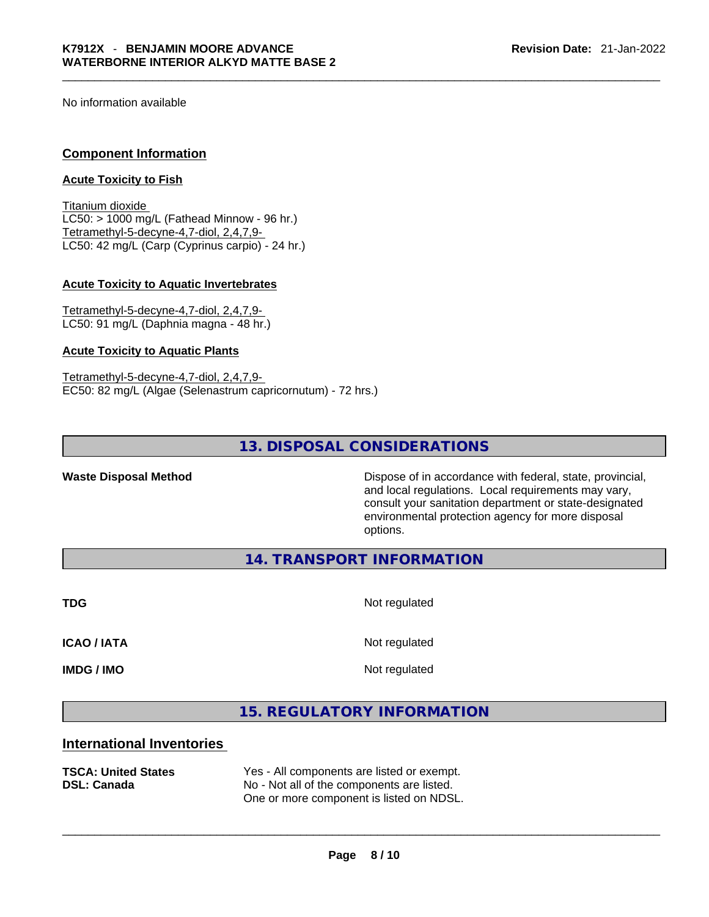No information available

## Component Information

### Acute Toxicity to Fish

Titanium dioxide
LC50: > 1000 mg/L (Fathead Minnow - 96 hr.)
Tetramethyl-5-decyne-4,7-diol, 2,4,7,9-
LC50: 42 mg/L (Carp (Cyprinus carpio) - 24 hr.)

### Acute Toxicity to Aquatic Invertebrates

Tetramethyl-5-decyne-4,7-diol, 2,4,7,9-
LC50: 91 mg/L (Daphnia magna - 48 hr.)

### Acute Toxicity to Aquatic Plants

Tetramethyl-5-decyne-4,7-diol, 2,4,7,9-
EC50: 82 mg/L (Algae (Selenastrum capricornutum) - 72 hrs.)

# 13. DISPOSAL CONSIDERATIONS

**Waste Disposal Method**: Dispose of in accordance with federal, state, provincial, and local regulations. Local requirements may vary, consult your sanitation department or state-designated environmental protection agency for more disposal options.

# 14. TRANSPORT INFORMATION

**TDG**: Not regulated

**ICAO / IATA**: Not regulated

**IMDG / IMO**: Not regulated

# 15. REGULATORY INFORMATION

## International Inventories

**TSCA: United States**: Yes - All components are listed or exempt.
**DSL: Canada**: No - Not all of the components are listed. One or more component is listed on NDSL.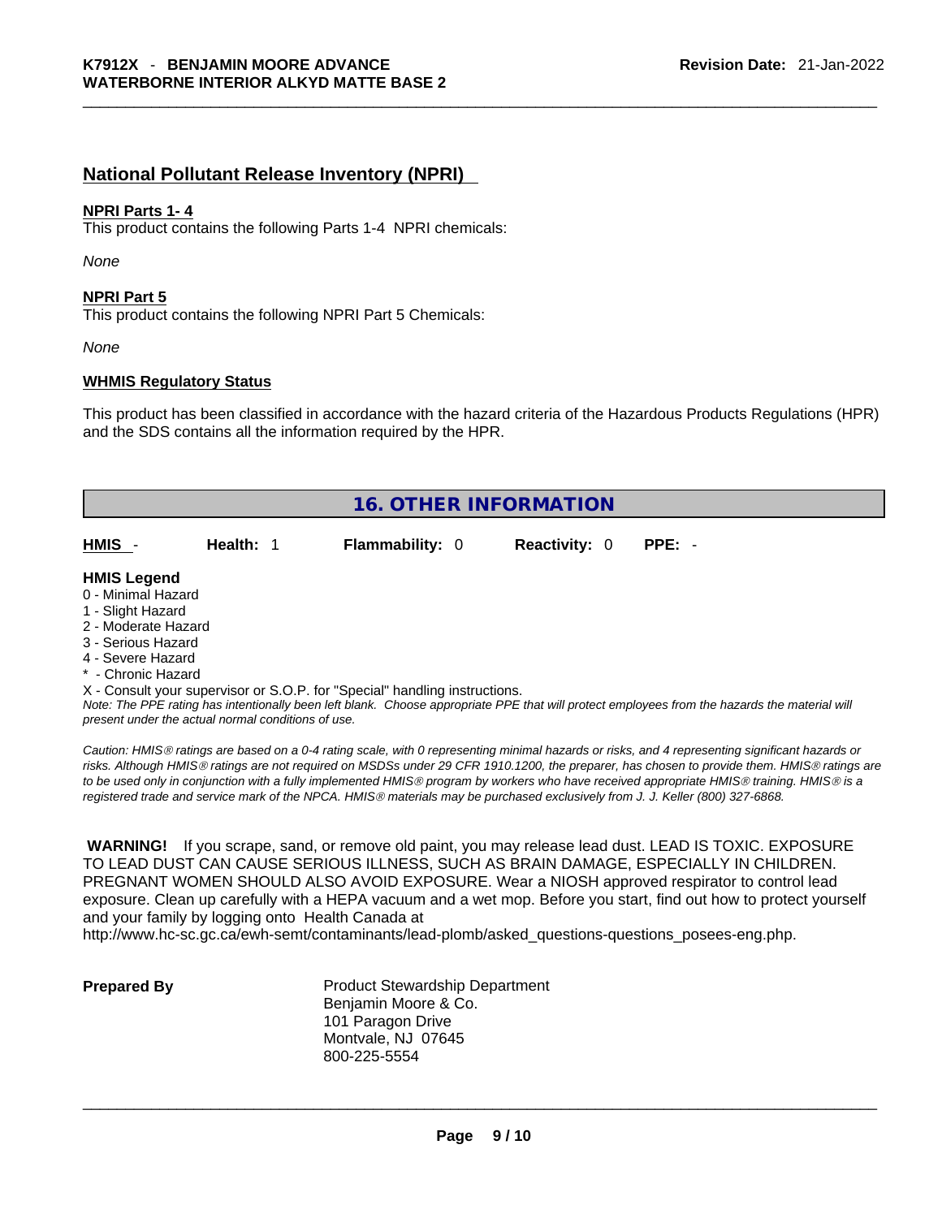## National Pollutant Release Inventory (NPRI)

**NPRI Parts 1- 4**
This product contains the following Parts 1-4 NPRI chemicals:

*None*

**NPRI Part 5**
This product contains the following NPRI Part 5 Chemicals:

*None*

**WHMIS Regulatory Status**

This product has been classified in accordance with the hazard criteria of the Hazardous Products Regulations (HPR) and the SDS contains all the information required by the HPR.

## 16. OTHER INFORMATION

| HMIS - | Health: 1 | Flammability: 0 | Reactivity: 0 | PPE: - |
|---|---|---|---|---|

**HMIS Legend**
0 - Minimal Hazard
1 - Slight Hazard
2 - Moderate Hazard
3 - Serious Hazard
4 - Severe Hazard
* - Chronic Hazard
X - Consult your supervisor or S.O.P. for "Special" handling instructions.
*Note: The PPE rating has intentionally been left blank. Choose appropriate PPE that will protect employees from the hazards the material will present under the actual normal conditions of use.*

*Caution: HMIS® ratings are based on a 0-4 rating scale, with 0 representing minimal hazards or risks, and 4 representing significant hazards or risks. Although HMIS® ratings are not required on MSDSs under 29 CFR 1910.1200, the preparer, has chosen to provide them. HMIS® ratings are to be used only in conjunction with a fully implemented HMIS® program by workers who have received appropriate HMIS® training. HMIS® is a registered trade and service mark of the NPCA. HMIS® materials may be purchased exclusively from J. J. Keller (800) 327-6868.*

**WARNING!** If you scrape, sand, or remove old paint, you may release lead dust. LEAD IS TOXIC. EXPOSURE TO LEAD DUST CAN CAUSE SERIOUS ILLNESS, SUCH AS BRAIN DAMAGE, ESPECIALLY IN CHILDREN. PREGNANT WOMEN SHOULD ALSO AVOID EXPOSURE. Wear a NIOSH approved respirator to control lead exposure. Clean up carefully with a HEPA vacuum and a wet mop. Before you start, find out how to protect yourself and your family by logging onto Health Canada at http://www.hc-sc.gc.ca/ewh-semt/contaminants/lead-plomb/asked_questions-questions_posees-eng.php.

**Prepared By**

Product Stewardship Department
Benjamin Moore & Co.
101 Paragon Drive
Montvale, NJ 07645
800-225-5554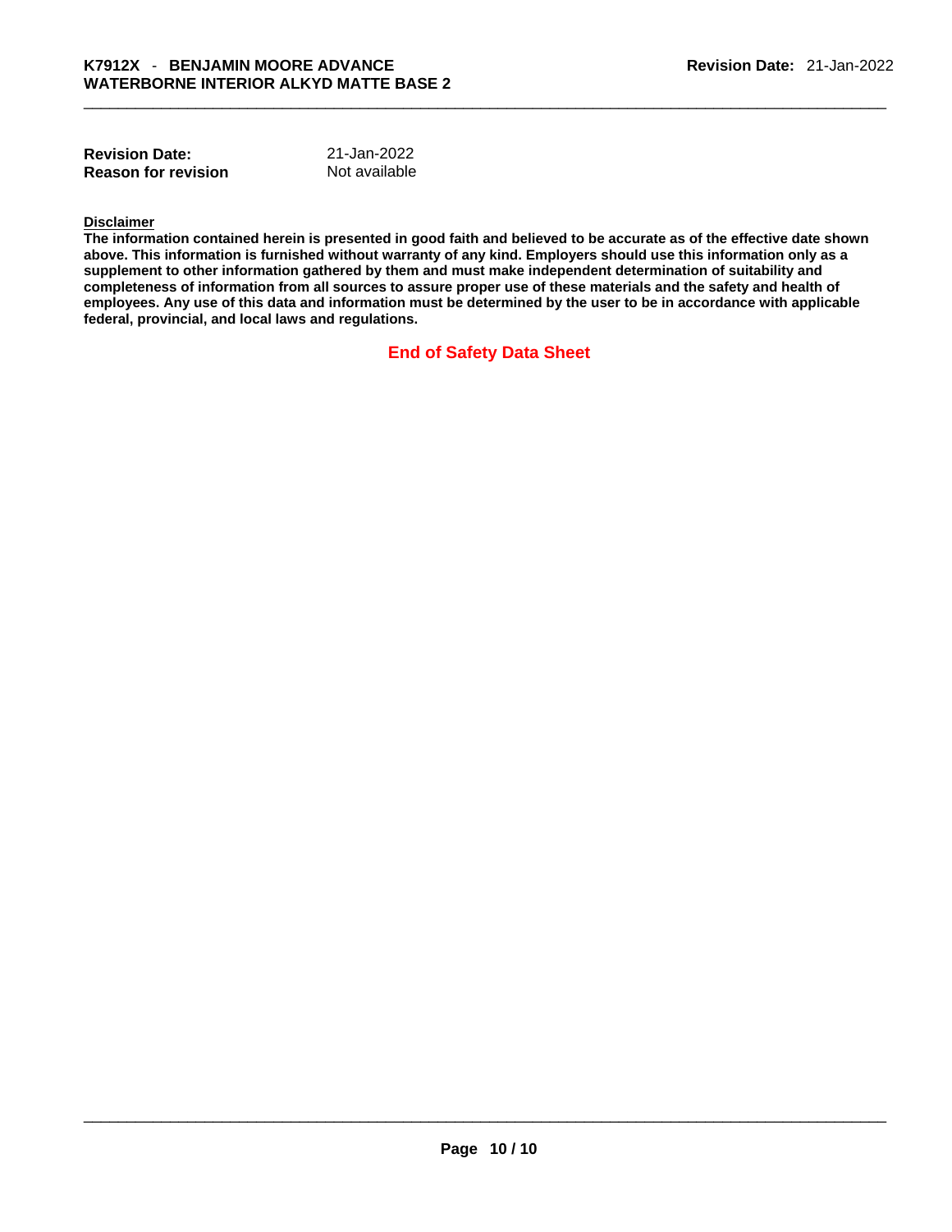| | |
|---|---|
| **Revision Date:** | 21-Jan-2022 |
| **Reason for revision** | Not available |

**Disclaimer**

**The information contained herein is presented in good faith and believed to be accurate as of the effective date shown above. This information is furnished without warranty of any kind. Employers should use this information only as a supplement to other information gathered by them and must make independent determination of suitability and completeness of information from all sources to assure proper use of these materials and the safety and health of employees. Any use of this data and information must be determined by the user to be in accordance with applicable federal, provincial, and local laws and regulations.**

**End of Safety Data Sheet**